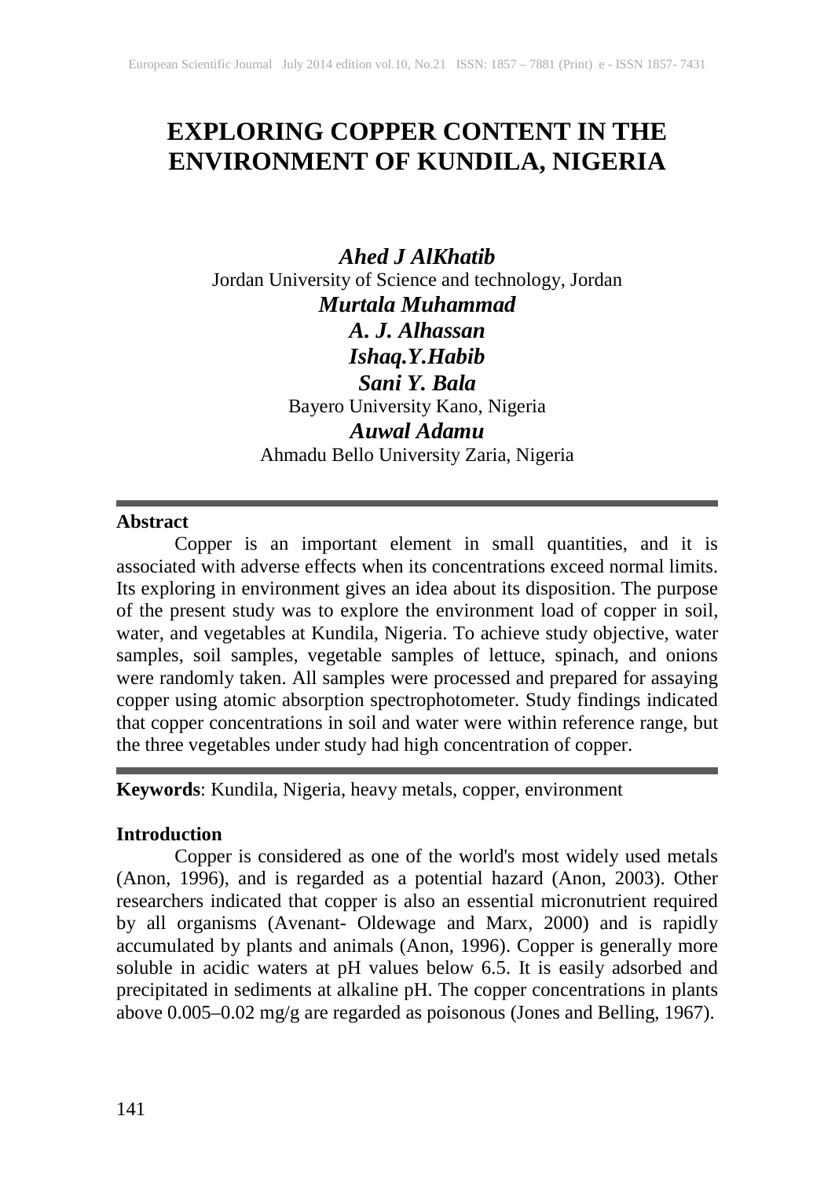# EXPLORING COPPER CONTENT IN THE ENVIRONMENT OF KUNDILA, NIGERIA

***Ahed J AlKhatib***
Jordan University of Science and technology, Jordan

***Murtala Muhammad***

***A. J. Alhassan***

***Ishaq.Y.Habib***

***Sani Y. Bala***
Bayero University Kano, Nigeria

***Auwal Adamu***
Ahmadu Bello University Zaria, Nigeria

---

**Abstract**

Copper is an important element in small quantities, and it is associated with adverse effects when its concentrations exceed normal limits. Its exploring in environment gives an idea about its disposition. The purpose of the present study was to explore the environment load of copper in soil, water, and vegetables at Kundila, Nigeria. To achieve study objective, water samples, soil samples, vegetable samples of lettuce, spinach, and onions were randomly taken. All samples were processed and prepared for assaying copper using atomic absorption spectrophotometer. Study findings indicated that copper concentrations in soil and water were within reference range, but the three vegetables under study had high concentration of copper.

---

**Keywords**: Kundila, Nigeria, heavy metals, copper, environment

## Introduction

Copper is considered as one of the world's most widely used metals (Anon, 1996), and is regarded as a potential hazard (Anon, 2003). Other researchers indicated that copper is also an essential micronutrient required by all organisms (Avenant- Oldewage and Marx, 2000) and is rapidly accumulated by plants and animals (Anon, 1996). Copper is generally more soluble in acidic waters at pH values below 6.5. It is easily adsorbed and precipitated in sediments at alkaline pH. The copper concentrations in plants above 0.005–0.02 mg/g are regarded as poisonous (Jones and Belling, 1967).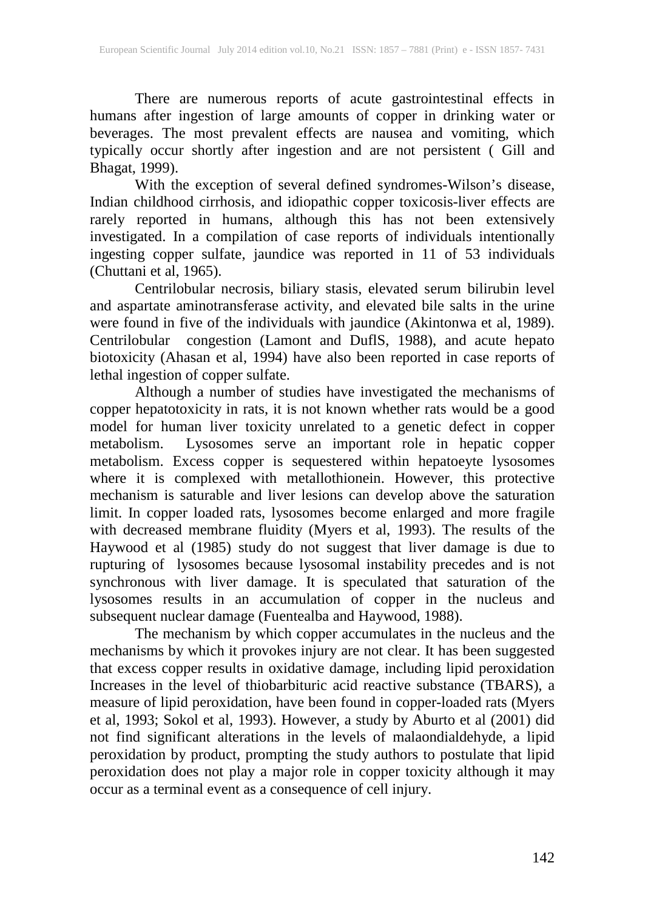There are numerous reports of acute gastrointestinal effects in humans after ingestion of large amounts of copper in drinking water or beverages. The most prevalent effects are nausea and vomiting, which typically occur shortly after ingestion and are not persistent ( Gill and Bhagat, 1999).

With the exception of several defined syndromes-Wilson's disease, Indian childhood cirrhosis, and idiopathic copper toxicosis-liver effects are rarely reported in humans, although this has not been extensively investigated. In a compilation of case reports of individuals intentionally ingesting copper sulfate, jaundice was reported in 11 of 53 individuals (Chuttani et al, 1965).

Centrilobular necrosis, biliary stasis, elevated serum bilirubin level and aspartate aminotransferase activity, and elevated bile salts in the urine were found in five of the individuals with jaundice (Akintonwa et al, 1989). Centrilobular congestion (Lamont and DuflS, 1988), and acute hepato biotoxicity (Ahasan et al, 1994) have also been reported in case reports of lethal ingestion of copper sulfate.

Although a number of studies have investigated the mechanisms of copper hepatotoxicity in rats, it is not known whether rats would be a good model for human liver toxicity unrelated to a genetic defect in copper metabolism. Lysosomes serve an important role in hepatic copper metabolism. Excess copper is sequestered within hepatoeyte lysosomes where it is complexed with metallothionein. However, this protective mechanism is saturable and liver lesions can develop above the saturation limit. In copper loaded rats, lysosomes become enlarged and more fragile with decreased membrane fluidity (Myers et al, 1993). The results of the Haywood et al (1985) study do not suggest that liver damage is due to rupturing of lysosomes because lysosomal instability precedes and is not synchronous with liver damage. It is speculated that saturation of the lysosomes results in an accumulation of copper in the nucleus and subsequent nuclear damage (Fuentealba and Haywood, 1988).

The mechanism by which copper accumulates in the nucleus and the mechanisms by which it provokes injury are not clear. It has been suggested that excess copper results in oxidative damage, including lipid peroxidation Increases in the level of thiobarbituric acid reactive substance (TBARS), a measure of lipid peroxidation, have been found in copper-loaded rats (Myers et al, 1993; Sokol et al, 1993). However, a study by Aburto et al (2001) did not find significant alterations in the levels of malaondialdehyde, a lipid peroxidation by product, prompting the study authors to postulate that lipid peroxidation does not play a major role in copper toxicity although it may occur as a terminal event as a consequence of cell injury.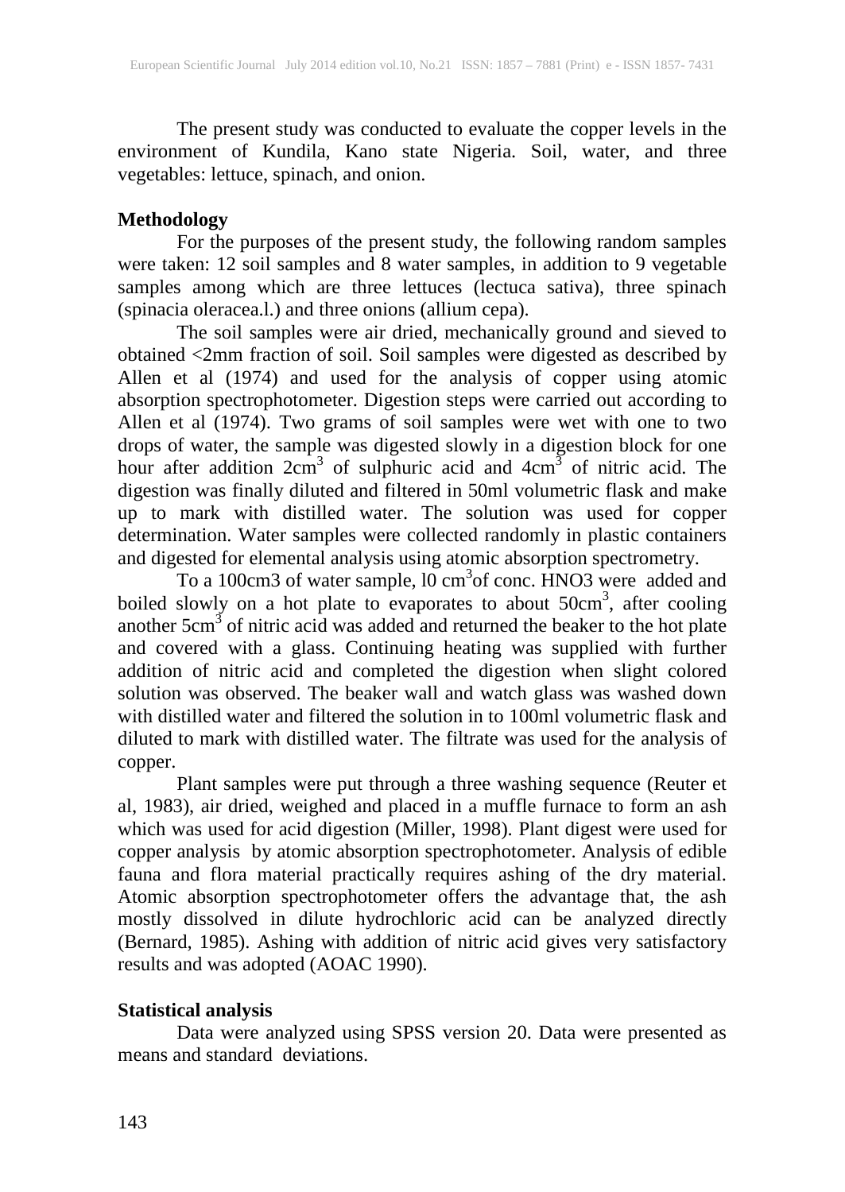The present study was conducted to evaluate the copper levels in the environment of Kundila, Kano state Nigeria. Soil, water, and three vegetables: lettuce, spinach, and onion.

## Methodology

For the purposes of the present study, the following random samples were taken: 12 soil samples and 8 water samples, in addition to 9 vegetable samples among which are three lettuces (lectuca sativa), three spinach (spinacia oleracea.l.) and three onions (allium cepa).

The soil samples were air dried, mechanically ground and sieved to obtained <2mm fraction of soil. Soil samples were digested as described by Allen et al (1974) and used for the analysis of copper using atomic absorption spectrophotometer. Digestion steps were carried out according to Allen et al (1974). Two grams of soil samples were wet with one to two drops of water, the sample was digested slowly in a digestion block for one hour after addition $2cm^3$ of sulphuric acid and $4cm^3$ of nitric acid. The digestion was finally diluted and filtered in 50ml volumetric flask and make up to mark with distilled water. The solution was used for copper determination. Water samples were collected randomly in plastic containers and digested for elemental analysis using atomic absorption spectrometry.

To a 100cm3 of water sample, l0 $cm^3$of conc. HNO3 were added and boiled slowly on a hot plate to evaporates to about $50cm^3$, after cooling another $5cm^3$ of nitric acid was added and returned the beaker to the hot plate and covered with a glass. Continuing heating was supplied with further addition of nitric acid and completed the digestion when slight colored solution was observed. The beaker wall and watch glass was washed down with distilled water and filtered the solution in to 100ml volumetric flask and diluted to mark with distilled water. The filtrate was used for the analysis of copper.

Plant samples were put through a three washing sequence (Reuter et al, 1983), air dried, weighed and placed in a muffle furnace to form an ash which was used for acid digestion (Miller, 1998). Plant digest were used for copper analysis by atomic absorption spectrophotometer. Analysis of edible fauna and flora material practically requires ashing of the dry material. Atomic absorption spectrophotometer offers the advantage that, the ash mostly dissolved in dilute hydrochloric acid can be analyzed directly (Bernard, 1985). Ashing with addition of nitric acid gives very satisfactory results and was adopted (AOAC 1990).

## Statistical analysis

Data were analyzed using SPSS version 20. Data were presented as means and standard deviations.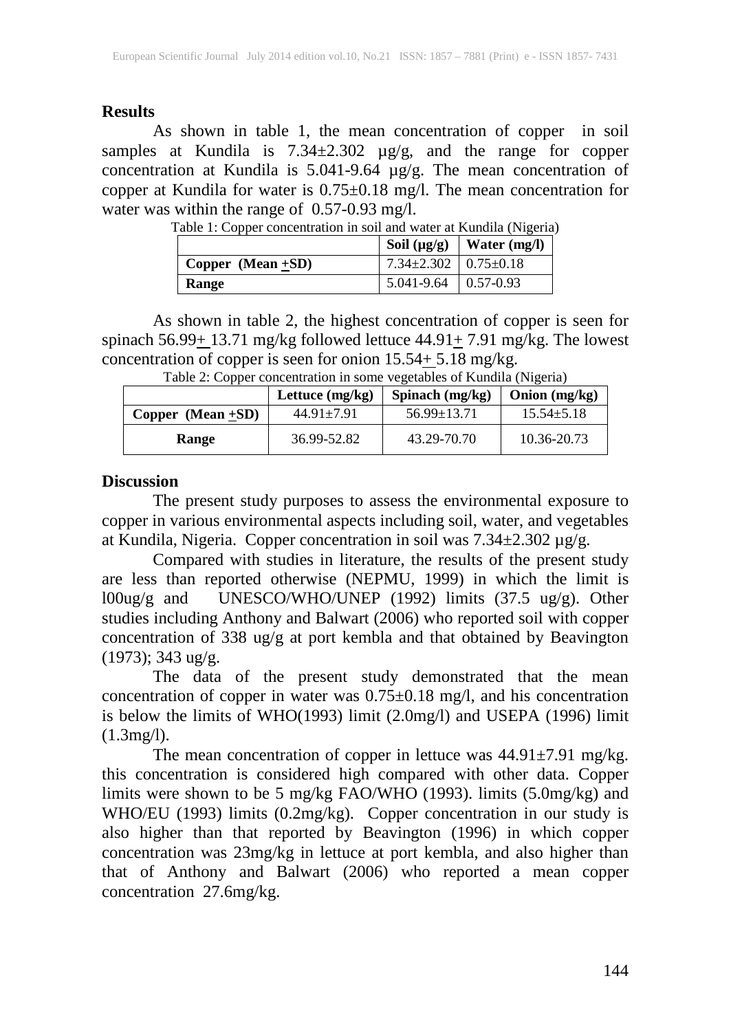## Results

As shown in table 1, the mean concentration of copper in soil samples at Kundila is 7.34±2.302 µg/g, and the range for copper concentration at Kundila is 5.041-9.64 µg/g. The mean concentration of copper at Kundila for water is 0.75±0.18 mg/l. The mean concentration for water was within the range of 0.57-0.93 mg/l.

Table 1: Copper concentration in soil and water at Kundila (Nigeria)

| | Soil (µg/g) | Water (mg/l) |
|---|---|---|
| **Copper (Mean +SD)** | 7.34±2.302 | 0.75±0.18 |
| **Range** | 5.041-9.64 | 0.57-0.93 |

As shown in table 2, the highest concentration of copper is seen for spinach 56.99+ 13.71 mg/kg followed lettuce 44.91+ 7.91 mg/kg. The lowest concentration of copper is seen for onion 15.54+ 5.18 mg/kg.

Table 2: Copper concentration in some vegetables of Kundila (Nigeria)

| | Lettuce (mg/kg) | Spinach (mg/kg) | Onion (mg/kg) |
|---|---|---|---|
| **Copper (Mean +SD)** | 44.91±7.91 | 56.99±13.71 | 15.54±5.18 |
| **Range** | 36.99-52.82 | 43.29-70.70 | 10.36-20.73 |

## Discussion

The present study purposes to assess the environmental exposure to copper in various environmental aspects including soil, water, and vegetables at Kundila, Nigeria. Copper concentration in soil was 7.34±2.302 µg/g.

Compared with studies in literature, the results of the present study are less than reported otherwise (NEPMU, 1999) in which the limit is l00ug/g and UNESCO/WHO/UNEP (1992) limits (37.5 ug/g). Other studies including Anthony and Balwart (2006) who reported soil with copper concentration of 338 ug/g at port kembla and that obtained by Beavington (1973); 343 ug/g.

The data of the present study demonstrated that the mean concentration of copper in water was 0.75±0.18 mg/l, and his concentration is below the limits of WHO(1993) limit (2.0mg/l) and USEPA (1996) limit (1.3mg/l).

The mean concentration of copper in lettuce was 44.91±7.91 mg/kg. this concentration is considered high compared with other data. Copper limits were shown to be 5 mg/kg FAO/WHO (1993). limits (5.0mg/kg) and WHO/EU (1993) limits (0.2mg/kg). Copper concentration in our study is also higher than that reported by Beavington (1996) in which copper concentration was 23mg/kg in lettuce at port kembla, and also higher than that of Anthony and Balwart (2006) who reported a mean copper concentration 27.6mg/kg.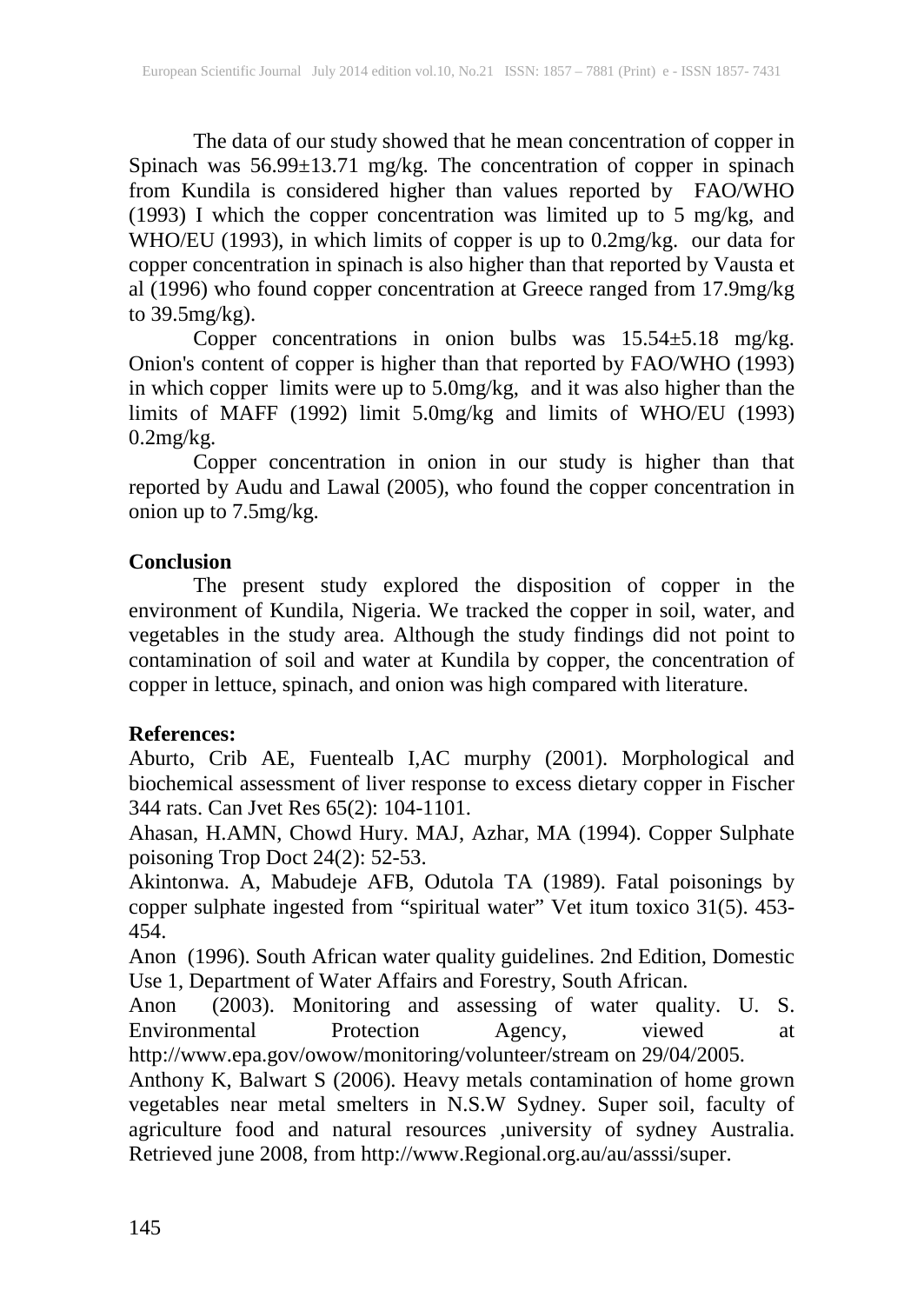The data of our study showed that he mean concentration of copper in Spinach was 56.99±13.71 mg/kg. The concentration of copper in spinach from Kundila is considered higher than values reported by FAO/WHO (1993) I which the copper concentration was limited up to 5 mg/kg, and WHO/EU (1993), in which limits of copper is up to 0.2mg/kg. our data for copper concentration in spinach is also higher than that reported by Vausta et al (1996) who found copper concentration at Greece ranged from 17.9mg/kg to 39.5mg/kg).

Copper concentrations in onion bulbs was 15.54±5.18 mg/kg. Onion's content of copper is higher than that reported by FAO/WHO (1993) in which copper limits were up to 5.0mg/kg, and it was also higher than the limits of MAFF (1992) limit 5.0mg/kg and limits of WHO/EU (1993) 0.2mg/kg.

Copper concentration in onion in our study is higher than that reported by Audu and Lawal (2005), who found the copper concentration in onion up to 7.5mg/kg.

**Conclusion**

The present study explored the disposition of copper in the environment of Kundila, Nigeria. We tracked the copper in soil, water, and vegetables in the study area. Although the study findings did not point to contamination of soil and water at Kundila by copper, the concentration of copper in lettuce, spinach, and onion was high compared with literature.

**References:**

Aburto, Crib AE, Fuentealb I,AC murphy (2001). Morphological and biochemical assessment of liver response to excess dietary copper in Fischer 344 rats. Can Jvet Res 65(2): 104-1101.

Ahasan, H.AMN, Chowd Hury. MAJ, Azhar, MA (1994). Copper Sulphate poisoning Trop Doct 24(2): 52-53.

Akintonwa. A, Mabudeje AFB, Odutola TA (1989). Fatal poisonings by copper sulphate ingested from "spiritual water" Vet itum toxico 31(5). 453-454.

Anon (1996). South African water quality guidelines. 2nd Edition, Domestic Use 1, Department of Water Affairs and Forestry, South African.

Anon (2003). Monitoring and assessing of water quality. U. S. Environmental Protection Agency, viewed at http://www.epa.gov/owow/monitoring/volunteer/stream on 29/04/2005.

Anthony K, Balwart S (2006). Heavy metals contamination of home grown vegetables near metal smelters in N.S.W Sydney. Super soil, faculty of agriculture food and natural resources ,university of sydney Australia. Retrieved june 2008, from http://www.Regional.org.au/au/asssi/super.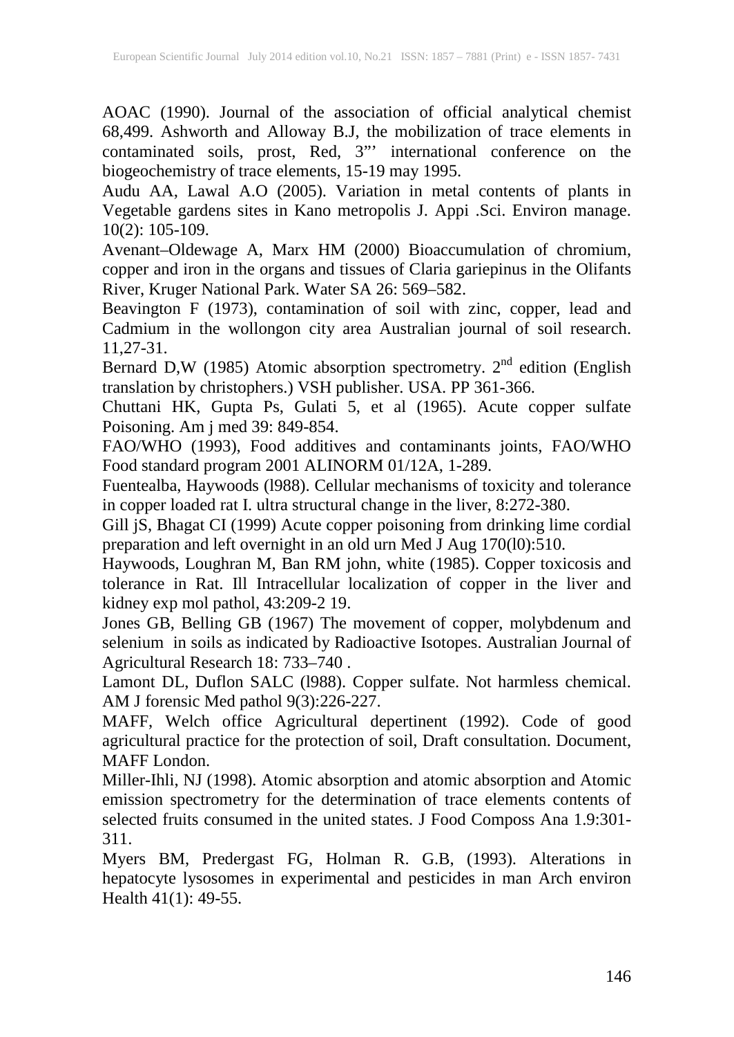AOAC (1990). Journal of the association of official analytical chemist 68,499. Ashworth and Alloway B.J, the mobilization of trace elements in contaminated soils, prost, Red, 3"' international conference on the biogeochemistry of trace elements, 15-19 may 1995.

Audu AA, Lawal A.O (2005). Variation in metal contents of plants in Vegetable gardens sites in Kano metropolis J. Appi .Sci. Environ manage. 10(2): 105-109.

Avenant–Oldewage A, Marx HM (2000) Bioaccumulation of chromium, copper and iron in the organs and tissues of Claria gariepinus in the Olifants River, Kruger National Park. Water SA 26: 569–582.

Beavington F (1973), contamination of soil with zinc, copper, lead and Cadmium in the wollongon city area Australian journal of soil research. 11,27-31.

Bernard D,W (1985) Atomic absorption spectrometry. 2nd edition (English translation by christophers.) VSH publisher. USA. PP 361-366.

Chuttani HK, Gupta Ps, Gulati 5, et al (1965). Acute copper sulfate Poisoning. Am j med 39: 849-854.

FAO/WHO (1993), Food additives and contaminants joints, FAO/WHO Food standard program 2001 ALINORM 01/12A, 1-289.

Fuentealba, Haywoods (l988). Cellular mechanisms of toxicity and tolerance in copper loaded rat I. ultra structural change in the liver, 8:272-380.

Gill jS, Bhagat CI (1999) Acute copper poisoning from drinking lime cordial preparation and left overnight in an old urn Med J Aug 170(l0):510.

Haywoods, Loughran M, Ban RM john, white (1985). Copper toxicosis and tolerance in Rat. Ill Intracellular localization of copper in the liver and kidney exp mol pathol, 43:209-2 19.

Jones GB, Belling GB (1967) The movement of copper, molybdenum and selenium in soils as indicated by Radioactive Isotopes. Australian Journal of Agricultural Research 18: 733–740 .

Lamont DL, Duflon SALC (l988). Copper sulfate. Not harmless chemical. AM J forensic Med pathol 9(3):226-227.

MAFF, Welch office Agricultural depertinent (1992). Code of good agricultural practice for the protection of soil, Draft consultation. Document, MAFF London.

Miller-Ihli, NJ (1998). Atomic absorption and atomic absorption and Atomic emission spectrometry for the determination of trace elements contents of selected fruits consumed in the united states. J Food Composs Ana 1.9:301-311.

Myers BM, Predergast FG, Holman R. G.B, (1993). Alterations in hepatocyte lysosomes in experimental and pesticides in man Arch environ Health 41(1): 49-55.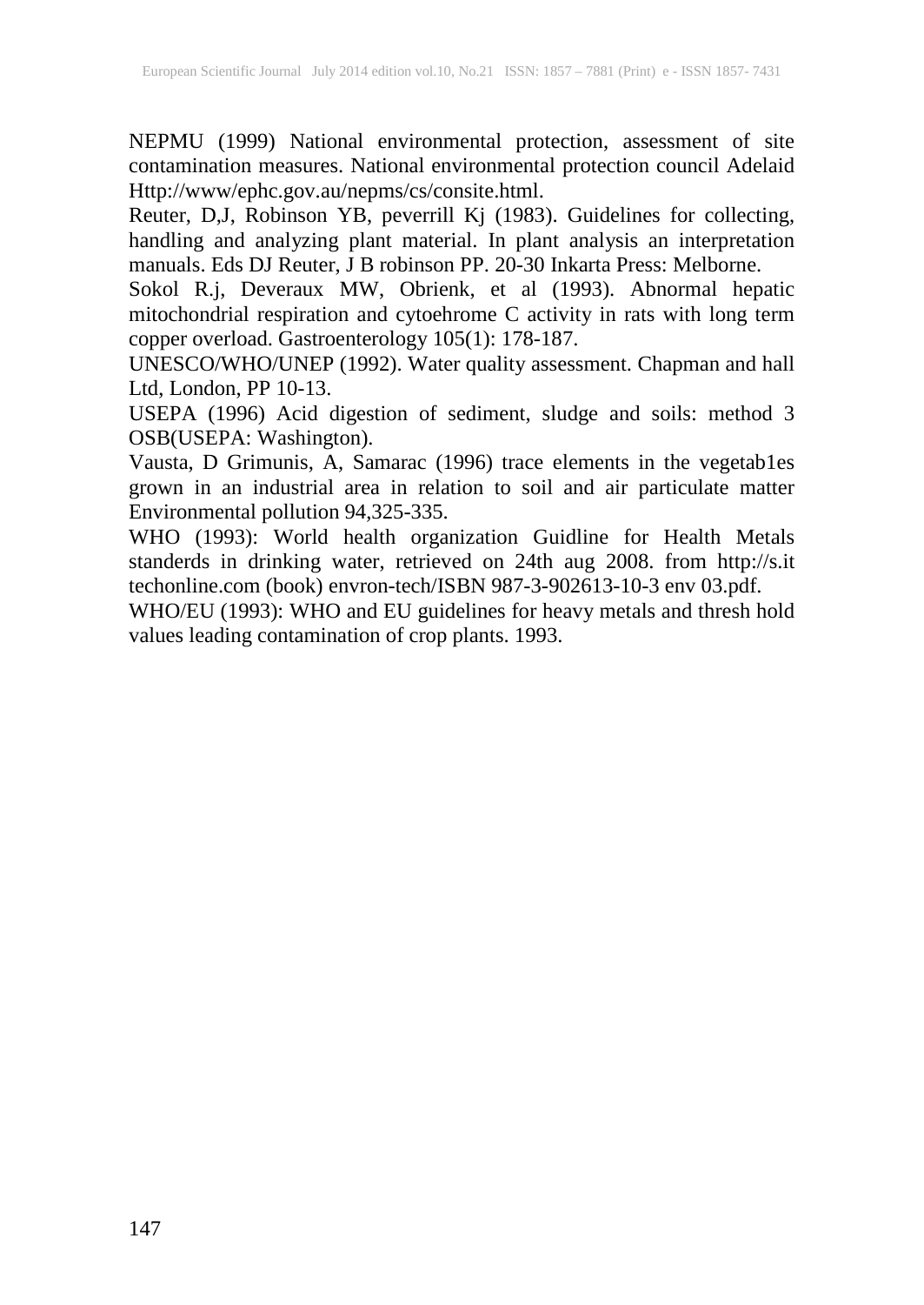NEPMU (1999) National environmental protection, assessment of site contamination measures. National environmental protection council Adelaid Http://www/ephc.gov.au/nepms/cs/consite.html.

Reuter, D,J, Robinson YB, peverrill Kj (1983). Guidelines for collecting, handling and analyzing plant material. In plant analysis an interpretation manuals. Eds DJ Reuter, J B robinson PP. 20-30 Inkarta Press: Melborne.

Sokol R.j, Deveraux MW, Obrienk, et al (1993). Abnormal hepatic mitochondrial respiration and cytoehrome C activity in rats with long term copper overload. Gastroenterology 105(1): 178-187.

UNESCO/WHO/UNEP (1992). Water quality assessment. Chapman and hall Ltd, London, PP 10-13.

USEPA (1996) Acid digestion of sediment, sludge and soils: method 3 OSB(USEPA: Washington).

Vausta, D Grimunis, A, Samarac (1996) trace elements in the vegetab1es grown in an industrial area in relation to soil and air particulate matter Environmental pollution 94,325-335.

WHO (1993): World health organization Guidline for Health Metals standerds in drinking water, retrieved on 24th aug 2008. from http://s.it techonline.com (book) envron-tech/ISBN 987-3-902613-10-3 env 03.pdf.

WHO/EU (1993): WHO and EU guidelines for heavy metals and thresh hold values leading contamination of crop plants. 1993.